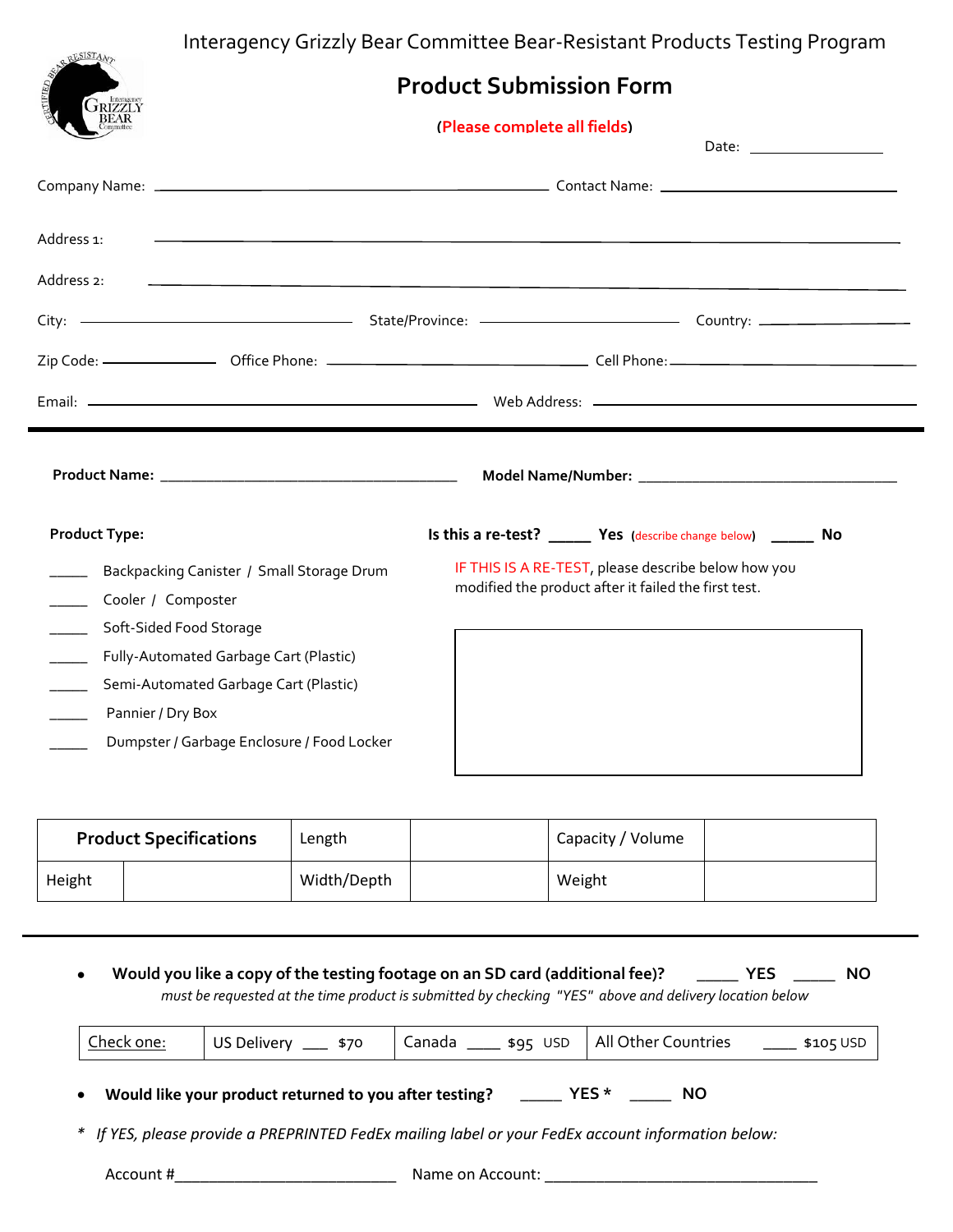Interagency Grizzly Bear Committee Bear-Resistant Products Testing Program

# Product Submission Form

(Please complete all fields)

Date: ______________

Company Name: ______________________________ Contact Name: ______________________

Address 1: ______________________________________________________________

Address 2: ______________________________________________________________

City: ______________________ State/Province: ____________________ Country: ______________

Zip Code: __________ Office Phone: ______________________ Cell Phone: ______________________

Email: ______________________________ Web Address: ______________________________

---

**Product Name:** ______________________________ **Model Name/Number:** ______________________________

**Product Type:**

- _____ Backpacking Canister / Small Storage Drum
- _____ Cooler / Composter
- _____ Soft-Sided Food Storage
- _____ Fully-Automated Garbage Cart (Plastic)
- _____ Semi-Automated Garbage Cart (Plastic)
- _____ Pannier / Dry Box
- _____ Dumpster / Garbage Enclosure / Food Locker

**Is this a re-test?** _____ **Yes** (describe change below) _____ **No**

IF THIS IS A RE-TEST, please describe below how you modified the product after it failed the first test.

| |
|---|
| |

| **Product Specifications** | | Length | | Capacity / Volume | |
|---|---|---|---|---|---|
| Height | | Width/Depth | | Weight | |

---

- **Would you like a copy of the testing footage on an SD card (additional fee)?** _____ **YES** _____ **NO**

  *must be requested at the time product is submitted by checking "YES" above and delivery location below*

| Check one: | US Delivery ___ $70 | Canada ____ $95 USD | All Other Countries ____ $105 USD |
|---|---|---|---|

- **Would like your product returned to you after testing?** _____ **YES \*** _____ **NO**

\* *If YES, please provide a PREPRINTED FedEx mailing label or your FedEx account information below:*

Account #________________________ Name on Account: ______________________________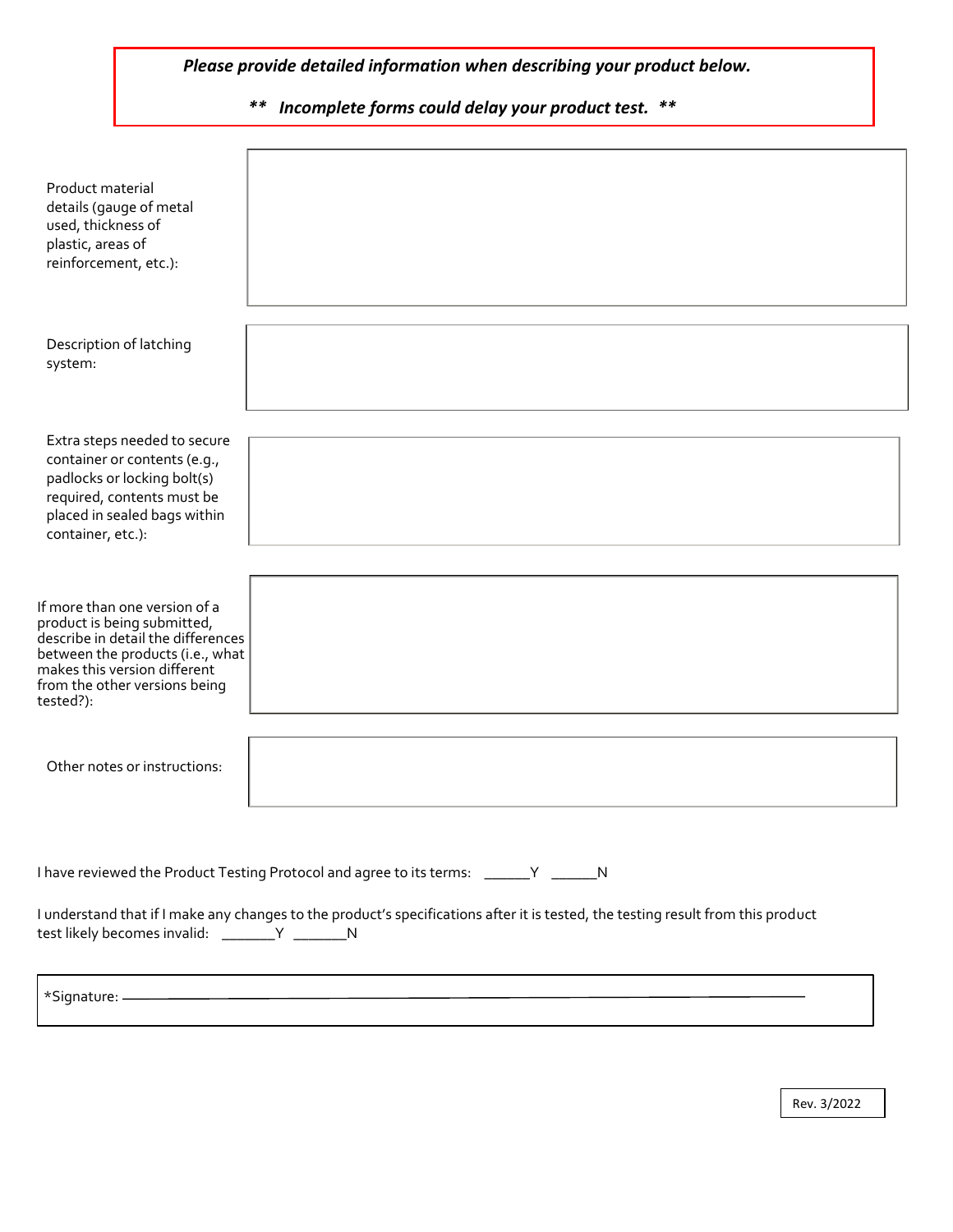***Please provide detailed information when describing your product below.***

***\*\*  Incomplete forms could delay your product test.  \*\****

| | |
|---|---|
| Product material details (gauge of metal used, thickness of plastic, areas of reinforcement, etc.): | |
| Description of latching system: | |
| Extra steps needed to secure container or contents (e.g., padlocks or locking bolt(s) required, contents must be placed in sealed bags within container, etc.): | |
| If more than one version of a product is being submitted, describe in detail the differences between the products (i.e., what makes this version different from the other versions being tested?): | |
| Other notes or instructions: | |

I have reviewed the Product Testing Protocol and agree to its terms: ______Y ______N

I understand that if I make any changes to the product's specifications after it is tested, the testing result from this product test likely becomes invalid: _______Y _______N

*Signature: ____________________________________________________________

Rev. 3/2022